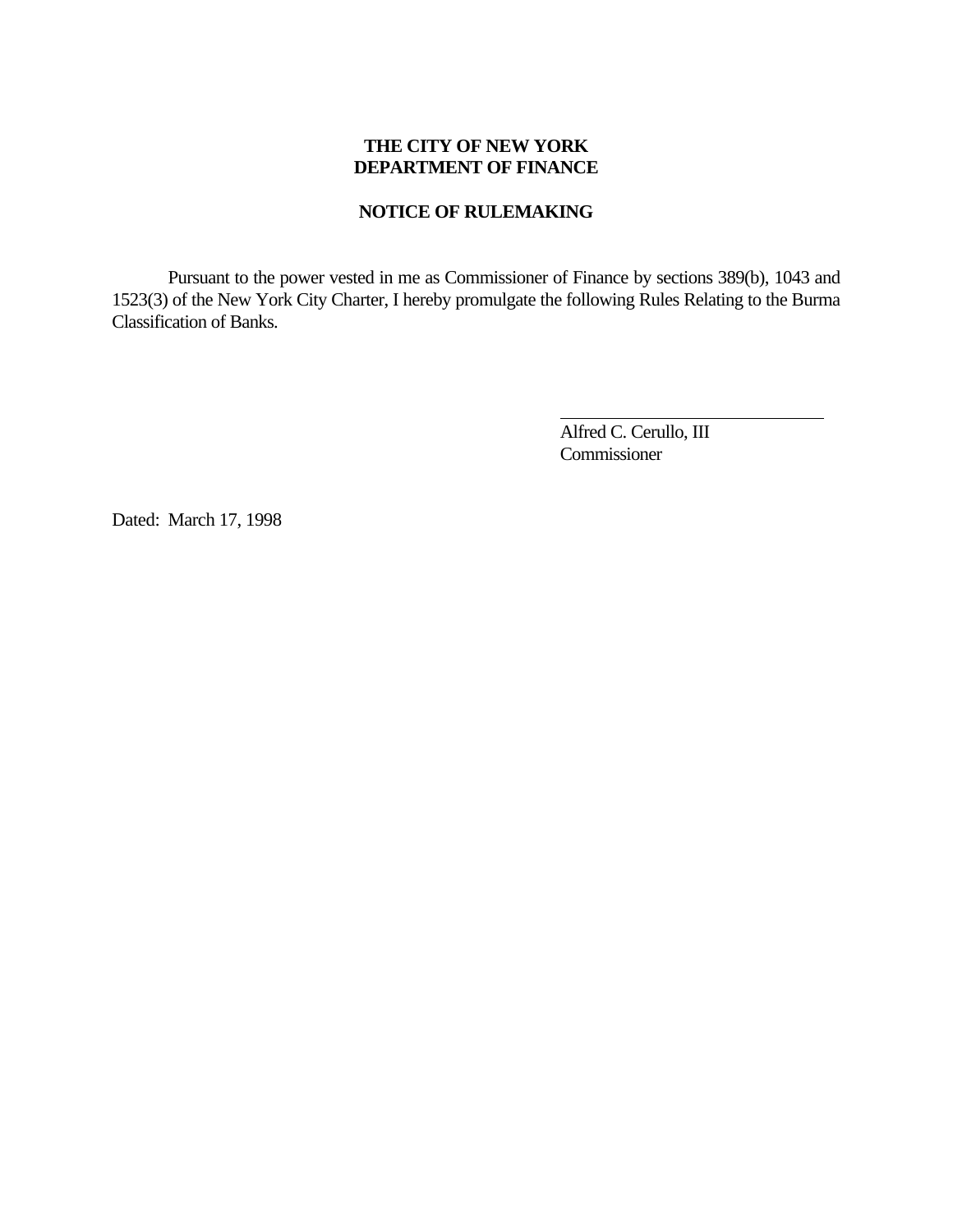**THE CITY OF NEW YORK**
**DEPARTMENT OF FINANCE**

**NOTICE OF RULEMAKING**

Pursuant to the power vested in me as Commissioner of Finance by sections 389(b), 1043 and 1523(3) of the New York City Charter, I hereby promulgate the following Rules Relating to the Burma Classification of Banks.

Alfred C. Cerullo, III
Commissioner

Dated: March 17, 1998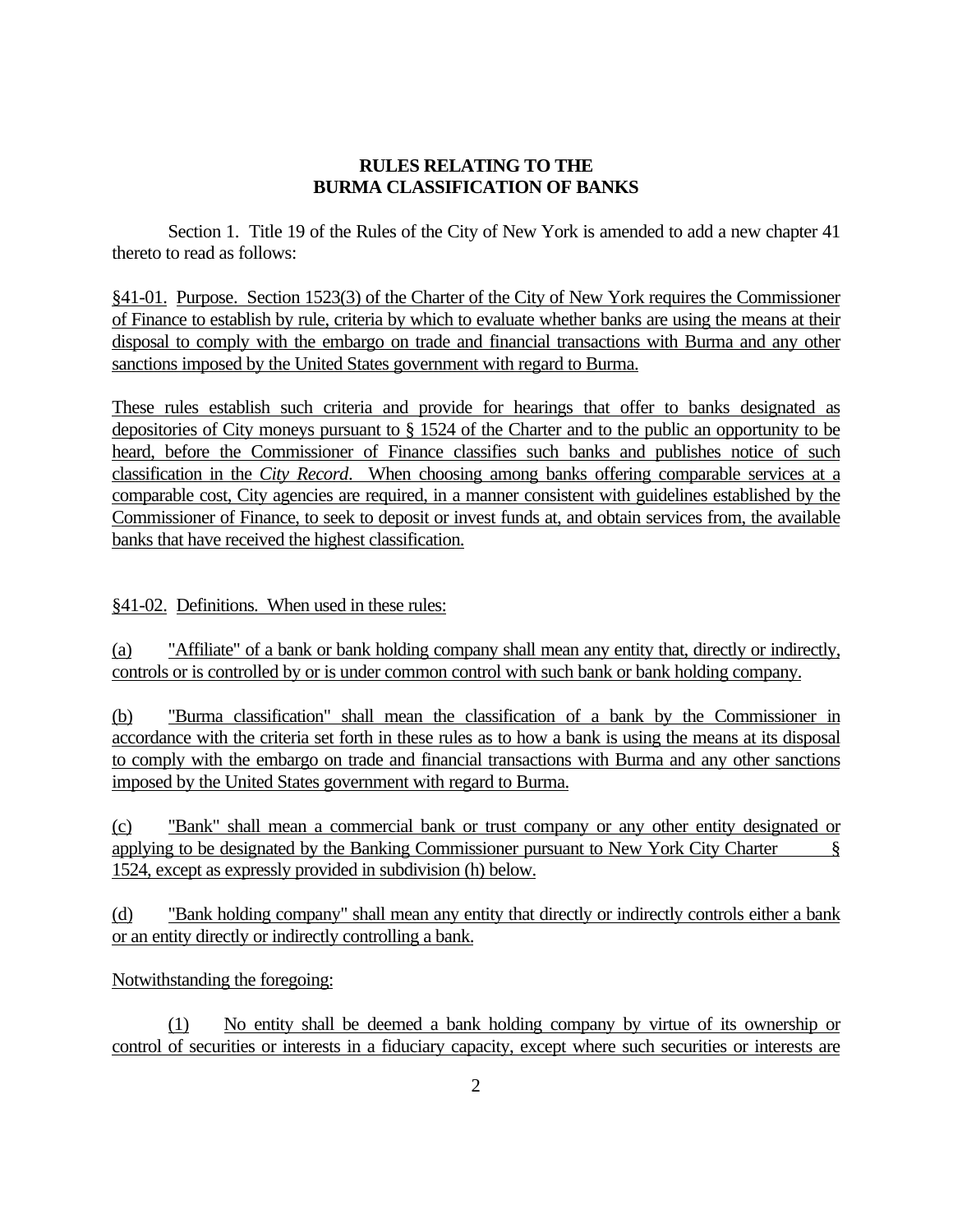**RULES RELATING TO THE**
**BURMA CLASSIFICATION OF BANKS**

Section 1. Title 19 of the Rules of the City of New York is amended to add a new chapter 41 thereto to read as follows:

§41-01. Purpose. Section 1523(3) of the Charter of the City of New York requires the Commissioner of Finance to establish by rule, criteria by which to evaluate whether banks are using the means at their disposal to comply with the embargo on trade and financial transactions with Burma and any other sanctions imposed by the United States government with regard to Burma.

These rules establish such criteria and provide for hearings that offer to banks designated as depositories of City moneys pursuant to § 1524 of the Charter and to the public an opportunity to be heard, before the Commissioner of Finance classifies such banks and publishes notice of such classification in the *City Record*. When choosing among banks offering comparable services at a comparable cost, City agencies are required, in a manner consistent with guidelines established by the Commissioner of Finance, to seek to deposit or invest funds at, and obtain services from, the available banks that have received the highest classification.

§41-02. Definitions. When used in these rules:

(a) "Affiliate" of a bank or bank holding company shall mean any entity that, directly or indirectly, controls or is controlled by or is under common control with such bank or bank holding company.

(b) "Burma classification" shall mean the classification of a bank by the Commissioner in accordance with the criteria set forth in these rules as to how a bank is using the means at its disposal to comply with the embargo on trade and financial transactions with Burma and any other sanctions imposed by the United States government with regard to Burma.

(c) "Bank" shall mean a commercial bank or trust company or any other entity designated or applying to be designated by the Banking Commissioner pursuant to New York City Charter § 1524, except as expressly provided in subdivision (h) below.

(d) "Bank holding company" shall mean any entity that directly or indirectly controls either a bank or an entity directly or indirectly controlling a bank.

Notwithstanding the foregoing:

(1) No entity shall be deemed a bank holding company by virtue of its ownership or control of securities or interests in a fiduciary capacity, except where such securities or interests are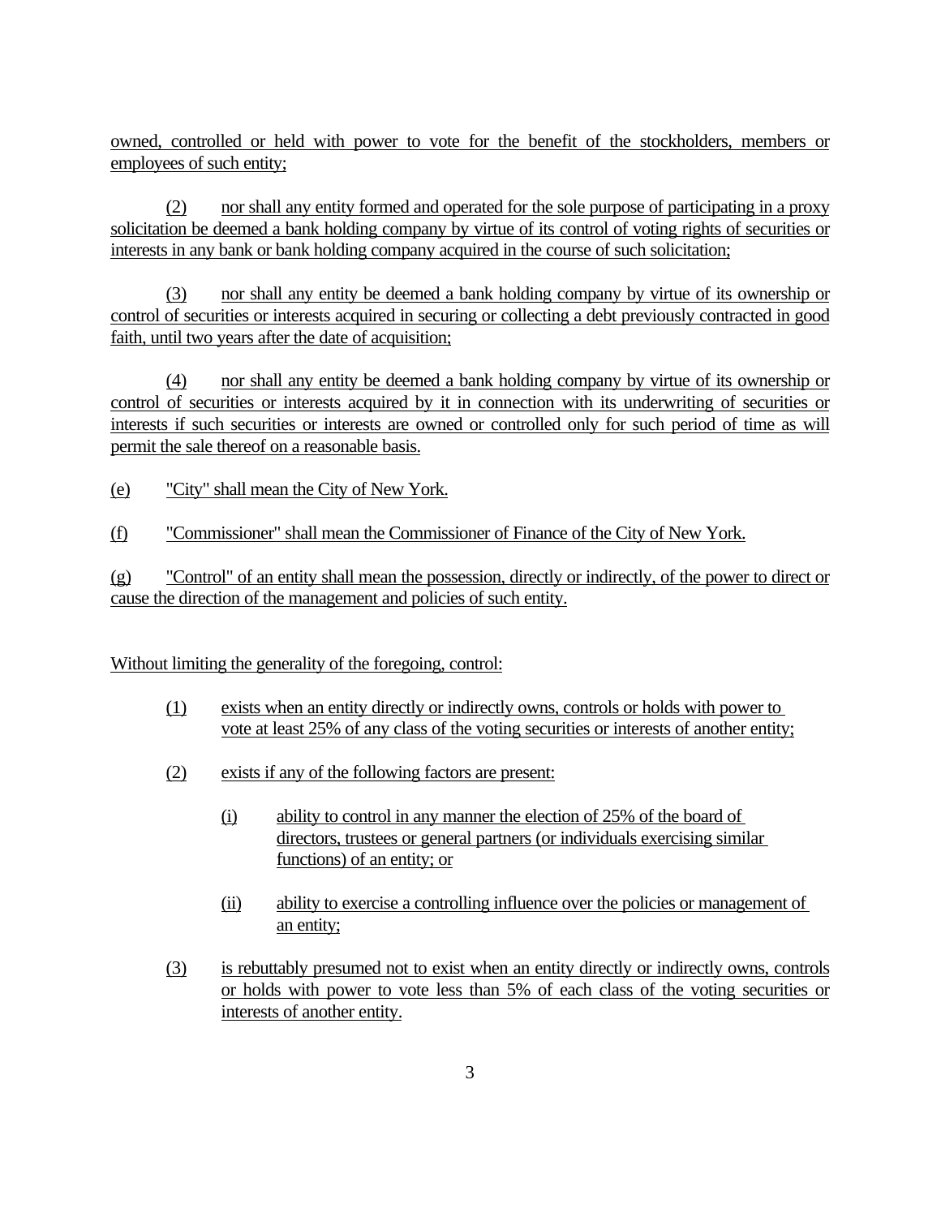owned, controlled or held with power to vote for the benefit of the stockholders, members or employees of such entity;

(2) nor shall any entity formed and operated for the sole purpose of participating in a proxy solicitation be deemed a bank holding company by virtue of its control of voting rights of securities or interests in any bank or bank holding company acquired in the course of such solicitation;

(3) nor shall any entity be deemed a bank holding company by virtue of its ownership or control of securities or interests acquired in securing or collecting a debt previously contracted in good faith, until two years after the date of acquisition;

(4) nor shall any entity be deemed a bank holding company by virtue of its ownership or control of securities or interests acquired by it in connection with its underwriting of securities or interests if such securities or interests are owned or controlled only for such period of time as will permit the sale thereof on a reasonable basis.

(e) "City" shall mean the City of New York.

(f) "Commissioner" shall mean the Commissioner of Finance of the City of New York.

(g) "Control" of an entity shall mean the possession, directly or indirectly, of the power to direct or cause the direction of the management and policies of such entity.

Without limiting the generality of the foregoing, control:

(1) exists when an entity directly or indirectly owns, controls or holds with power to vote at least 25% of any class of the voting securities or interests of another entity;

(2) exists if any of the following factors are present:

  (i) ability to control in any manner the election of 25% of the board of directors, trustees or general partners (or individuals exercising similar functions) of an entity; or

  (ii) ability to exercise a controlling influence over the policies or management of an entity;

(3) is rebuttably presumed not to exist when an entity directly or indirectly owns, controls or holds with power to vote less than 5% of each class of the voting securities or interests of another entity.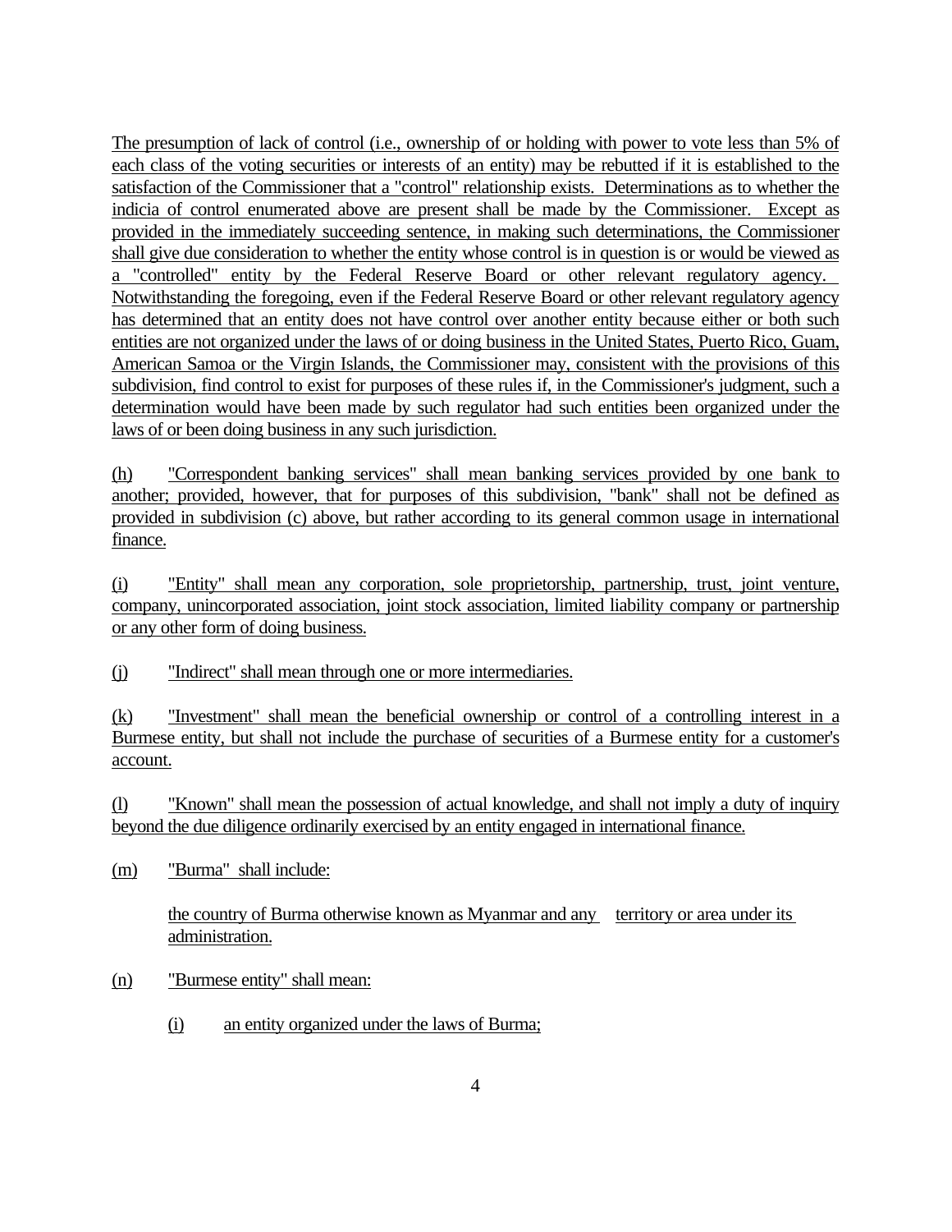The presumption of lack of control (i.e., ownership of or holding with power to vote less than 5% of each class of the voting securities or interests of an entity) may be rebutted if it is established to the satisfaction of the Commissioner that a "control" relationship exists. Determinations as to whether the indicia of control enumerated above are present shall be made by the Commissioner. Except as provided in the immediately succeeding sentence, in making such determinations, the Commissioner shall give due consideration to whether the entity whose control is in question is or would be viewed as a "controlled" entity by the Federal Reserve Board or other relevant regulatory agency. Notwithstanding the foregoing, even if the Federal Reserve Board or other relevant regulatory agency has determined that an entity does not have control over another entity because either or both such entities are not organized under the laws of or doing business in the United States, Puerto Rico, Guam, American Samoa or the Virgin Islands, the Commissioner may, consistent with the provisions of this subdivision, find control to exist for purposes of these rules if, in the Commissioner's judgment, such a determination would have been made by such regulator had such entities been organized under the laws of or been doing business in any such jurisdiction.

(h) "Correspondent banking services" shall mean banking services provided by one bank to another; provided, however, that for purposes of this subdivision, "bank" shall not be defined as provided in subdivision (c) above, but rather according to its general common usage in international finance.

(i) "Entity" shall mean any corporation, sole proprietorship, partnership, trust, joint venture, company, unincorporated association, joint stock association, limited liability company or partnership or any other form of doing business.

(j) "Indirect" shall mean through one or more intermediaries.

(k) "Investment" shall mean the beneficial ownership or control of a controlling interest in a Burmese entity, but shall not include the purchase of securities of a Burmese entity for a customer's account.

(l) "Known" shall mean the possession of actual knowledge, and shall not imply a duty of inquiry beyond the due diligence ordinarily exercised by an entity engaged in international finance.

(m) "Burma" shall include:

the country of Burma otherwise known as Myanmar and any territory or area under its administration.

(n) "Burmese entity" shall mean:

(i) an entity organized under the laws of Burma;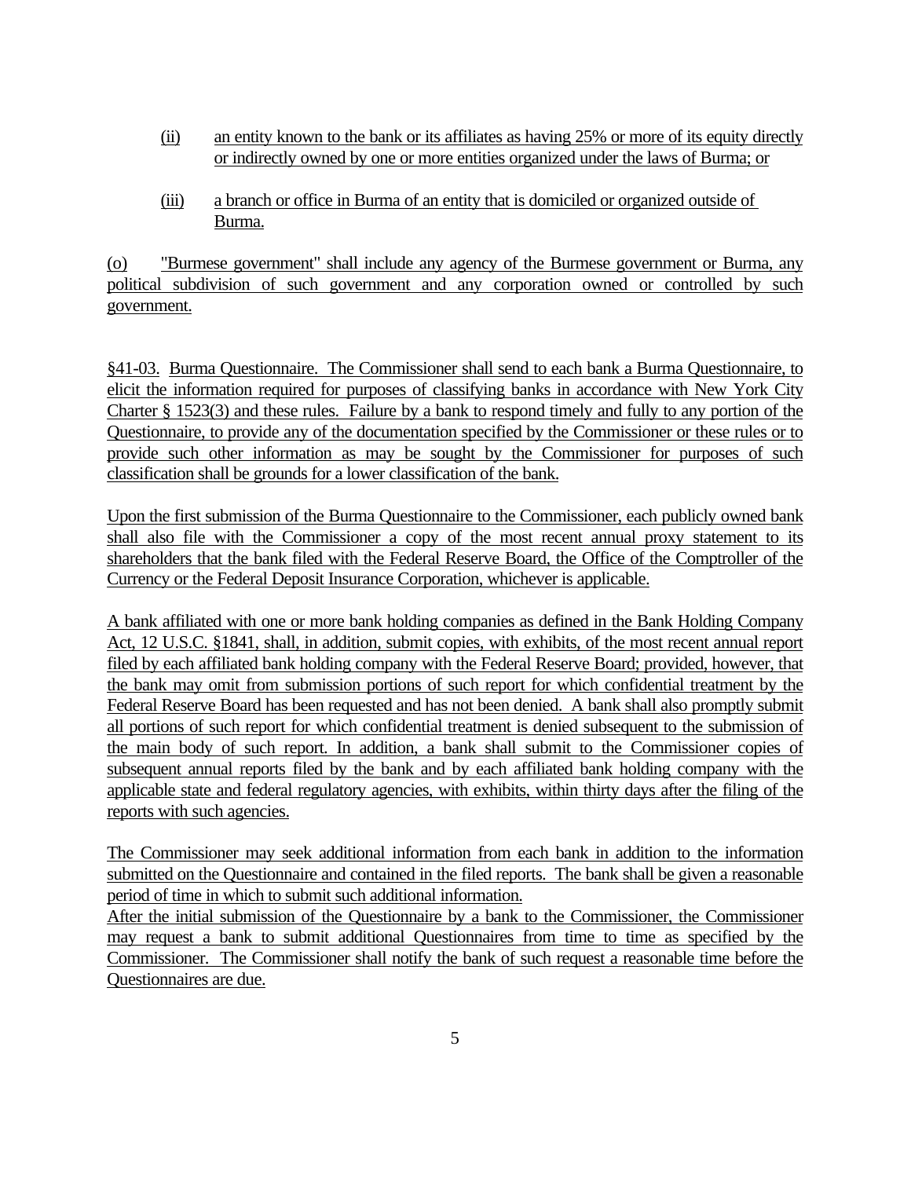(ii) an entity known to the bank or its affiliates as having 25% or more of its equity directly or indirectly owned by one or more entities organized under the laws of Burma; or

(iii) a branch or office in Burma of an entity that is domiciled or organized outside of Burma.

(o) "Burmese government" shall include any agency of the Burmese government or Burma, any political subdivision of such government and any corporation owned or controlled by such government.

§41-03. Burma Questionnaire. The Commissioner shall send to each bank a Burma Questionnaire, to elicit the information required for purposes of classifying banks in accordance with New York City Charter § 1523(3) and these rules. Failure by a bank to respond timely and fully to any portion of the Questionnaire, to provide any of the documentation specified by the Commissioner or these rules or to provide such other information as may be sought by the Commissioner for purposes of such classification shall be grounds for a lower classification of the bank.

Upon the first submission of the Burma Questionnaire to the Commissioner, each publicly owned bank shall also file with the Commissioner a copy of the most recent annual proxy statement to its shareholders that the bank filed with the Federal Reserve Board, the Office of the Comptroller of the Currency or the Federal Deposit Insurance Corporation, whichever is applicable.

A bank affiliated with one or more bank holding companies as defined in the Bank Holding Company Act, 12 U.S.C. §1841, shall, in addition, submit copies, with exhibits, of the most recent annual report filed by each affiliated bank holding company with the Federal Reserve Board; provided, however, that the bank may omit from submission portions of such report for which confidential treatment by the Federal Reserve Board has been requested and has not been denied. A bank shall also promptly submit all portions of such report for which confidential treatment is denied subsequent to the submission of the main body of such report. In addition, a bank shall submit to the Commissioner copies of subsequent annual reports filed by the bank and by each affiliated bank holding company with the applicable state and federal regulatory agencies, with exhibits, within thirty days after the filing of the reports with such agencies.

The Commissioner may seek additional information from each bank in addition to the information submitted on the Questionnaire and contained in the filed reports. The bank shall be given a reasonable period of time in which to submit such additional information.

After the initial submission of the Questionnaire by a bank to the Commissioner, the Commissioner may request a bank to submit additional Questionnaires from time to time as specified by the Commissioner. The Commissioner shall notify the bank of such request a reasonable time before the Questionnaires are due.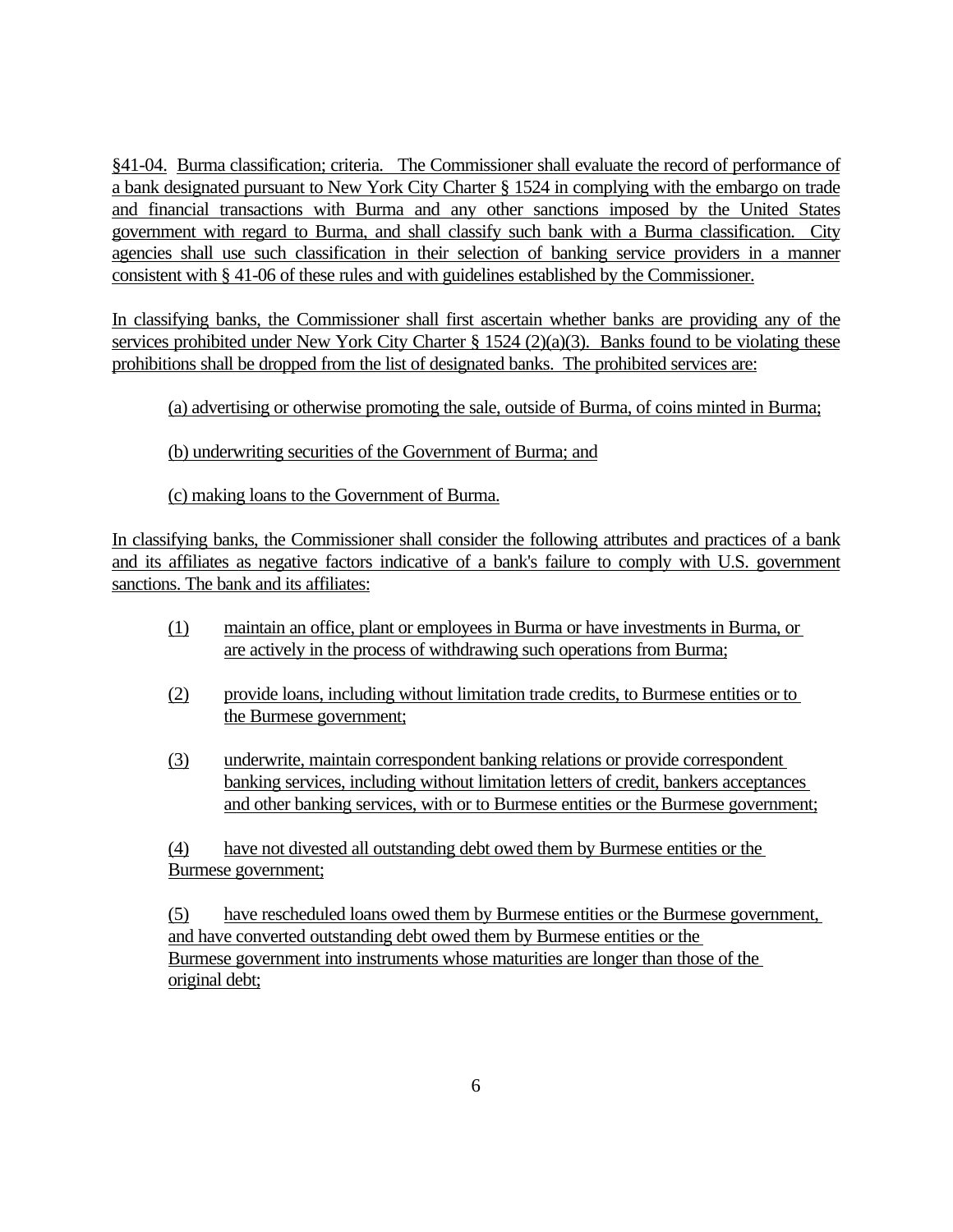§41-04. Burma classification; criteria. The Commissioner shall evaluate the record of performance of a bank designated pursuant to New York City Charter § 1524 in complying with the embargo on trade and financial transactions with Burma and any other sanctions imposed by the United States government with regard to Burma, and shall classify such bank with a Burma classification. City agencies shall use such classification in their selection of banking service providers in a manner consistent with § 41-06 of these rules and with guidelines established by the Commissioner.

In classifying banks, the Commissioner shall first ascertain whether banks are providing any of the services prohibited under New York City Charter § 1524 (2)(a)(3). Banks found to be violating these prohibitions shall be dropped from the list of designated banks. The prohibited services are:

(a) advertising or otherwise promoting the sale, outside of Burma, of coins minted in Burma;

(b) underwriting securities of the Government of Burma; and

(c) making loans to the Government of Burma.

In classifying banks, the Commissioner shall consider the following attributes and practices of a bank and its affiliates as negative factors indicative of a bank's failure to comply with U.S. government sanctions. The bank and its affiliates:

(1) maintain an office, plant or employees in Burma or have investments in Burma, or are actively in the process of withdrawing such operations from Burma;

(2) provide loans, including without limitation trade credits, to Burmese entities or to the Burmese government;

(3) underwrite, maintain correspondent banking relations or provide correspondent banking services, including without limitation letters of credit, bankers acceptances and other banking services, with or to Burmese entities or the Burmese government;

(4) have not divested all outstanding debt owed them by Burmese entities or the Burmese government;

(5) have rescheduled loans owed them by Burmese entities or the Burmese government, and have converted outstanding debt owed them by Burmese entities or the Burmese government into instruments whose maturities are longer than those of the original debt;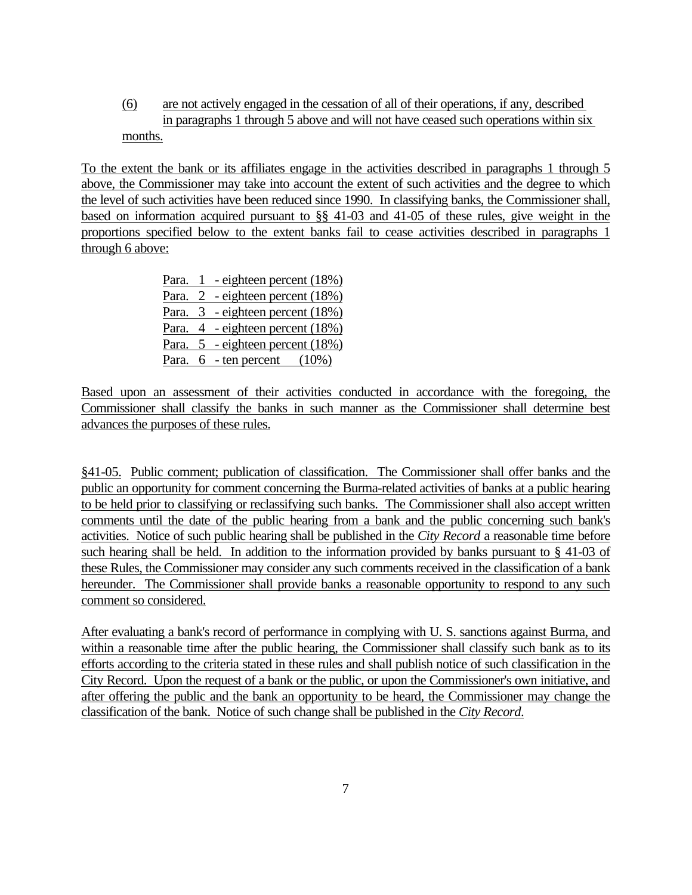(6) are not actively engaged in the cessation of all of their operations, if any, described in paragraphs 1 through 5 above and will not have ceased such operations within six months.

To the extent the bank or its affiliates engage in the activities described in paragraphs 1 through 5 above, the Commissioner may take into account the extent of such activities and the degree to which the level of such activities have been reduced since 1990. In classifying banks, the Commissioner shall, based on information acquired pursuant to §§ 41-03 and 41-05 of these rules, give weight in the proportions specified below to the extent banks fail to cease activities described in paragraphs 1 through 6 above:

Para. 1 - eighteen percent (18%)
Para. 2 - eighteen percent (18%)
Para. 3 - eighteen percent (18%)
Para. 4 - eighteen percent (18%)
Para. 5 - eighteen percent (18%)
Para. 6 - ten percent (10%)

Based upon an assessment of their activities conducted in accordance with the foregoing, the Commissioner shall classify the banks in such manner as the Commissioner shall determine best advances the purposes of these rules.

§41-05. Public comment; publication of classification. The Commissioner shall offer banks and the public an opportunity for comment concerning the Burma-related activities of banks at a public hearing to be held prior to classifying or reclassifying such banks. The Commissioner shall also accept written comments until the date of the public hearing from a bank and the public concerning such bank's activities. Notice of such public hearing shall be published in the *City Record* a reasonable time before such hearing shall be held. In addition to the information provided by banks pursuant to § 41-03 of these Rules, the Commissioner may consider any such comments received in the classification of a bank hereunder. The Commissioner shall provide banks a reasonable opportunity to respond to any such comment so considered.

After evaluating a bank's record of performance in complying with U. S. sanctions against Burma, and within a reasonable time after the public hearing, the Commissioner shall classify such bank as to its efforts according to the criteria stated in these rules and shall publish notice of such classification in the City Record. Upon the request of a bank or the public, or upon the Commissioner's own initiative, and after offering the public and the bank an opportunity to be heard, the Commissioner may change the classification of the bank. Notice of such change shall be published in the *City Record*.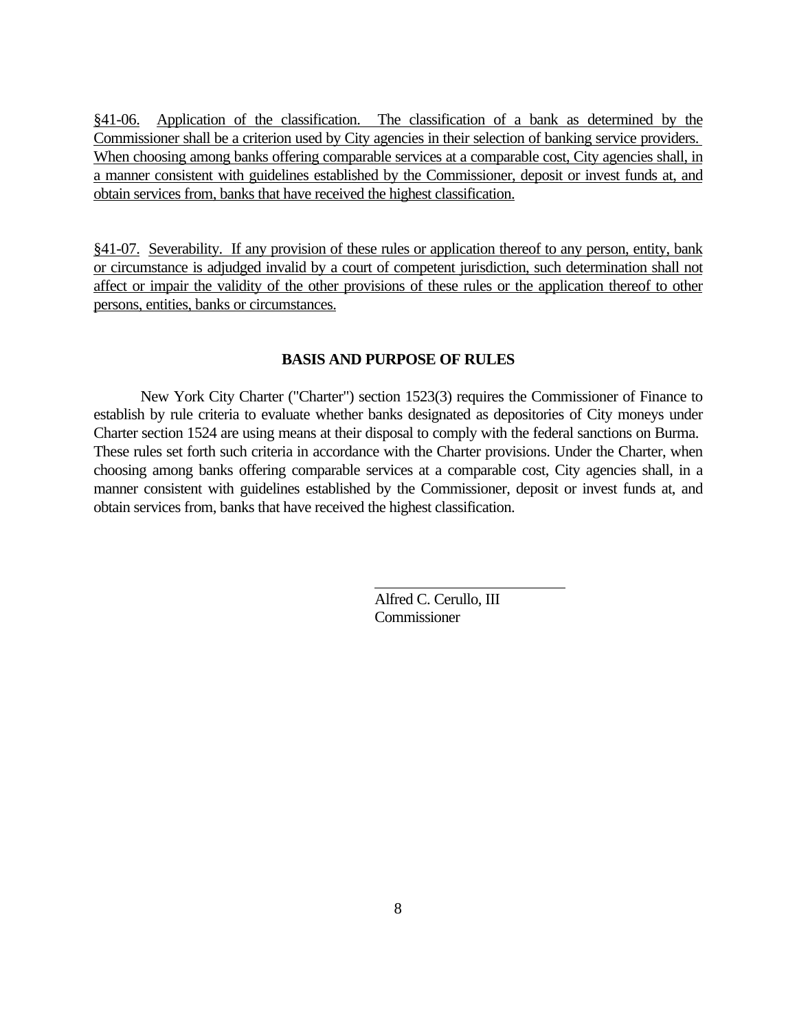§41-06. Application of the classification. The classification of a bank as determined by the Commissioner shall be a criterion used by City agencies in their selection of banking service providers. When choosing among banks offering comparable services at a comparable cost, City agencies shall, in a manner consistent with guidelines established by the Commissioner, deposit or invest funds at, and obtain services from, banks that have received the highest classification.

§41-07. Severability. If any provision of these rules or application thereof to any person, entity, bank or circumstance is adjudged invalid by a court of competent jurisdiction, such determination shall not affect or impair the validity of the other provisions of these rules or the application thereof to other persons, entities, banks or circumstances.

**BASIS AND PURPOSE OF RULES**

New York City Charter ("Charter") section 1523(3) requires the Commissioner of Finance to establish by rule criteria to evaluate whether banks designated as depositories of City moneys under Charter section 1524 are using means at their disposal to comply with the federal sanctions on Burma. These rules set forth such criteria in accordance with the Charter provisions. Under the Charter, when choosing among banks offering comparable services at a comparable cost, City agencies shall, in a manner consistent with guidelines established by the Commissioner, deposit or invest funds at, and obtain services from, banks that have received the highest classification.

Alfred C. Cerullo, III
Commissioner